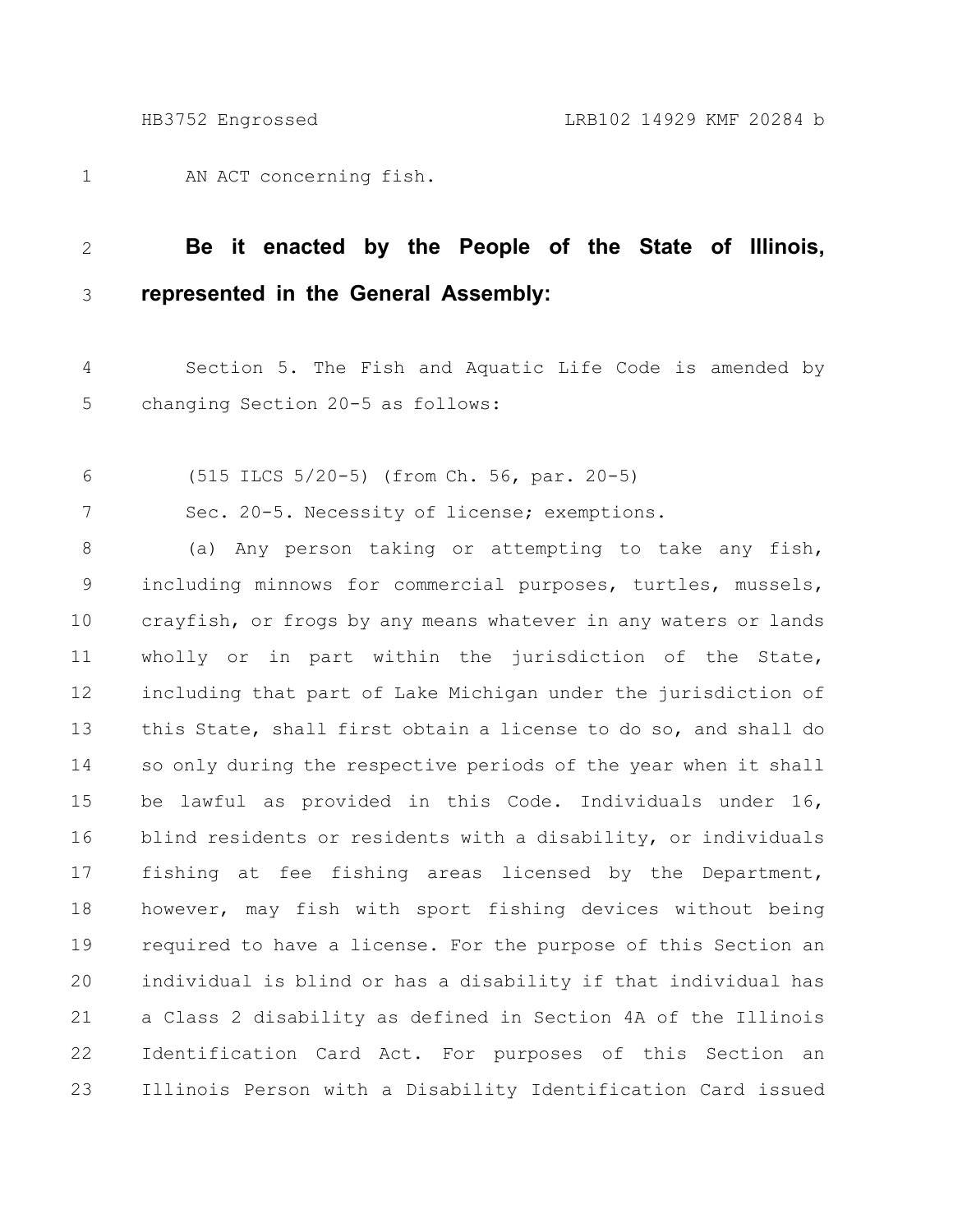AN ACT concerning fish.

**Be it enacted by the People of the State of Illinois, represented in the General Assembly:**

Section 5. The Fish and Aquatic Life Code is amended by changing Section 20-5 as follows:

(515 ILCS 5/20-5) (from Ch. 56, par. 20-5)

Sec. 20-5. Necessity of license; exemptions.

(a) Any person taking or attempting to take any fish, including minnows for commercial purposes, turtles, mussels, crayfish, or frogs by any means whatever in any waters or lands wholly or in part within the jurisdiction of the State, including that part of Lake Michigan under the jurisdiction of this State, shall first obtain a license to do so, and shall do so only during the respective periods of the year when it shall be lawful as provided in this Code. Individuals under 16, blind residents or residents with a disability, or individuals fishing at fee fishing areas licensed by the Department, however, may fish with sport fishing devices without being required to have a license. For the purpose of this Section an individual is blind or has a disability if that individual has a Class 2 disability as defined in Section 4A of the Illinois Identification Card Act. For purposes of this Section an Illinois Person with a Disability Identification Card issued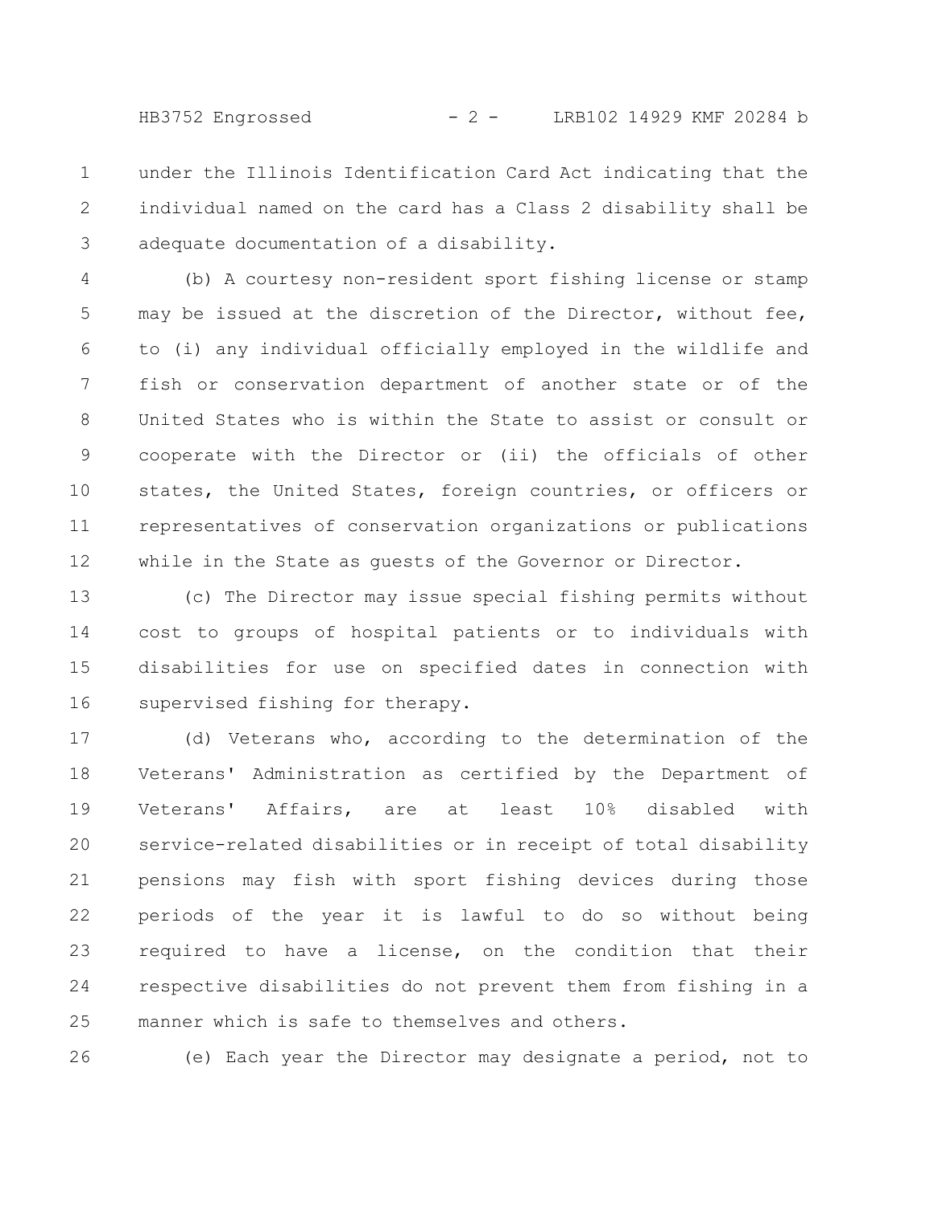under the Illinois Identification Card Act indicating that the individual named on the card has a Class 2 disability shall be adequate documentation of a disability.

(b) A courtesy non-resident sport fishing license or stamp may be issued at the discretion of the Director, without fee, to (i) any individual officially employed in the wildlife and fish or conservation department of another state or of the United States who is within the State to assist or consult or cooperate with the Director or (ii) the officials of other states, the United States, foreign countries, or officers or representatives of conservation organizations or publications while in the State as guests of the Governor or Director.

(c) The Director may issue special fishing permits without cost to groups of hospital patients or to individuals with disabilities for use on specified dates in connection with supervised fishing for therapy.

(d) Veterans who, according to the determination of the Veterans' Administration as certified by the Department of Veterans' Affairs, are at least 10% disabled with service-related disabilities or in receipt of total disability pensions may fish with sport fishing devices during those periods of the year it is lawful to do so without being required to have a license, on the condition that their respective disabilities do not prevent them from fishing in a manner which is safe to themselves and others.

(e) Each year the Director may designate a period, not to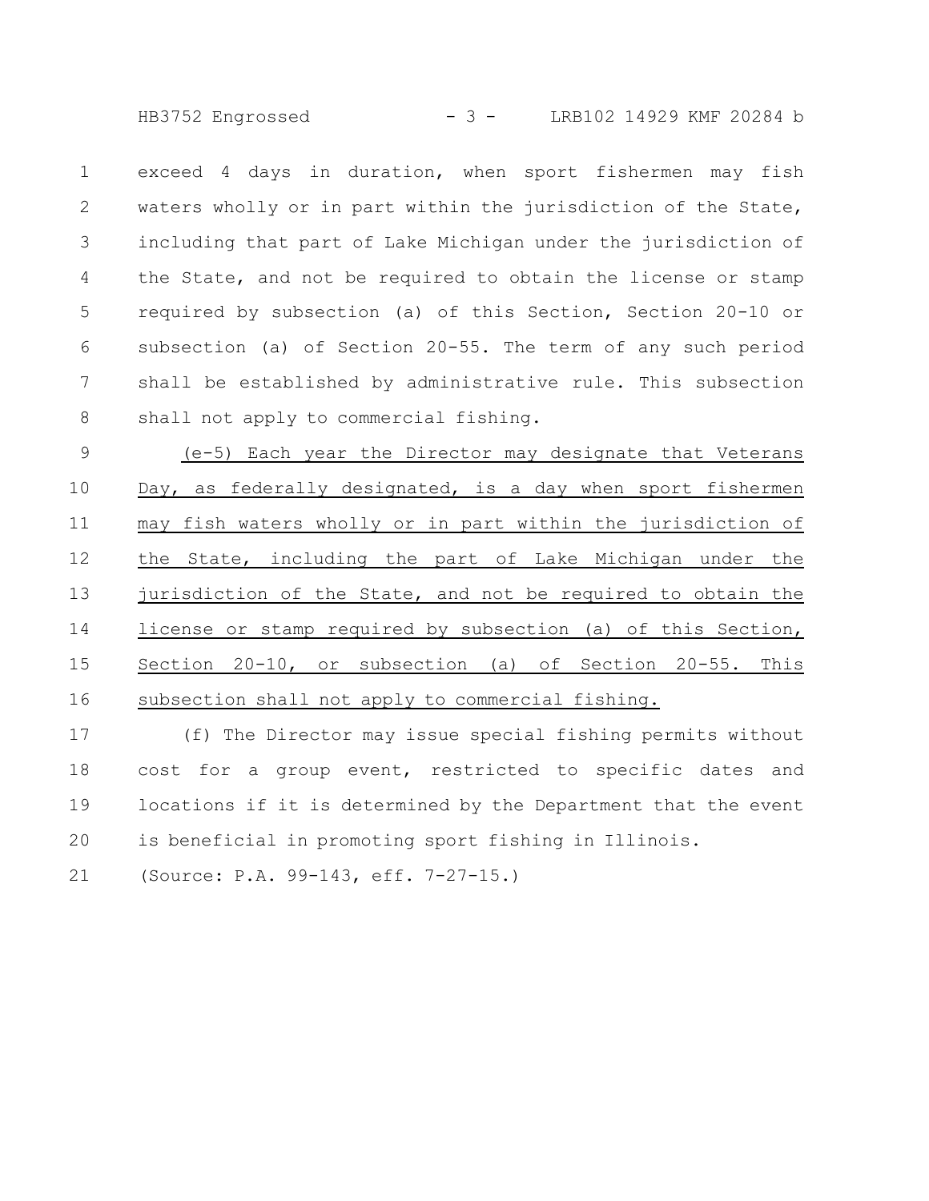exceed 4 days in duration, when sport fishermen may fish waters wholly or in part within the jurisdiction of the State, including that part of Lake Michigan under the jurisdiction of the State, and not be required to obtain the license or stamp required by subsection (a) of this Section, Section 20-10 or subsection (a) of Section 20-55. The term of any such period shall be established by administrative rule. This subsection shall not apply to commercial fishing.

(e-5) Each year the Director may designate that Veterans Day, as federally designated, is a day when sport fishermen may fish waters wholly or in part within the jurisdiction of the State, including the part of Lake Michigan under the jurisdiction of the State, and not be required to obtain the license or stamp required by subsection (a) of this Section, Section 20-10, or subsection (a) of Section 20-55. This subsection shall not apply to commercial fishing.

(f) The Director may issue special fishing permits without cost for a group event, restricted to specific dates and locations if it is determined by the Department that the event is beneficial in promoting sport fishing in Illinois.

(Source: P.A. 99-143, eff. 7-27-15.)